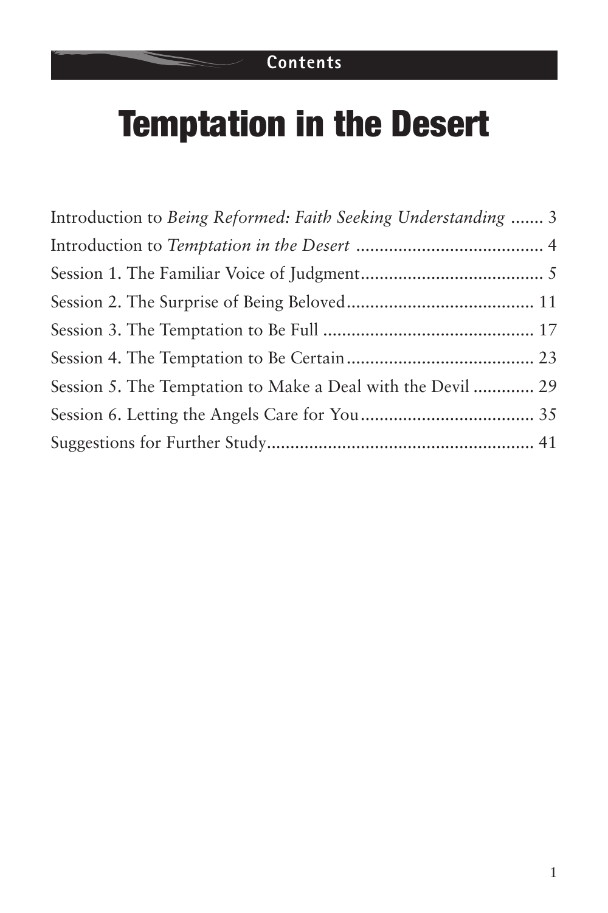Contents

# Temptation in the Desert

Introduction to *Being Reformed: Faith Seeking Understanding* ....... 3
Introduction to *Temptation in the Desert* ........................................ 4
Session 1. The Familiar Voice of Judgment....................................... 5
Session 2. The Surprise of Being Beloved........................................ 11
Session 3. The Temptation to Be Full ............................................. 17
Session 4. The Temptation to Be Certain......................................... 23
Session 5. The Temptation to Make a Deal with the Devil ............. 29
Session 6. Letting the Angels Care for You...................................... 35
Suggestions for Further Study.......................................................... 41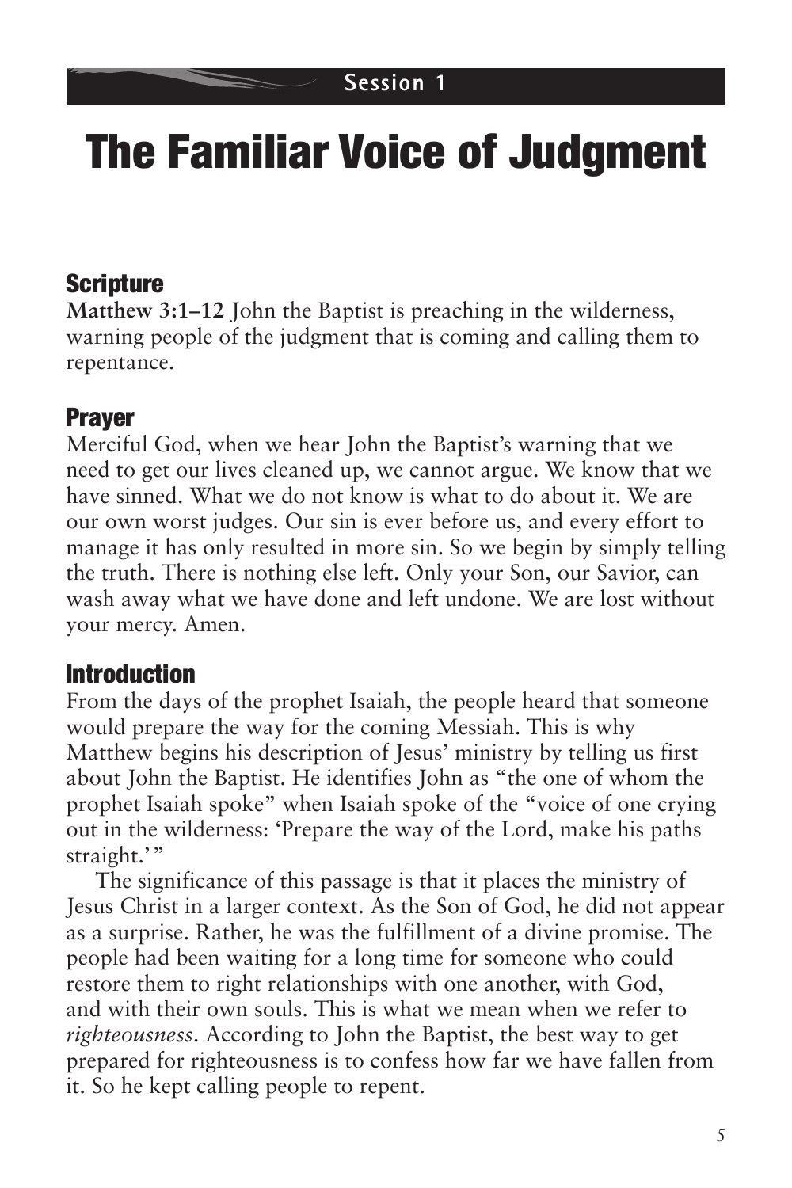Session 1

# The Familiar Voice of Judgment

## Scripture

**Matthew 3:1–12** John the Baptist is preaching in the wilderness, warning people of the judgment that is coming and calling them to repentance.

## Prayer

Merciful God, when we hear John the Baptist's warning that we need to get our lives cleaned up, we cannot argue. We know that we have sinned. What we do not know is what to do about it. We are our own worst judges. Our sin is ever before us, and every effort to manage it has only resulted in more sin. So we begin by simply telling the truth. There is nothing else left. Only your Son, our Savior, can wash away what we have done and left undone. We are lost without your mercy. Amen.

## Introduction

From the days of the prophet Isaiah, the people heard that someone would prepare the way for the coming Messiah. This is why Matthew begins his description of Jesus' ministry by telling us first about John the Baptist. He identifies John as "the one of whom the prophet Isaiah spoke" when Isaiah spoke of the "voice of one crying out in the wilderness: 'Prepare the way of the Lord, make his paths straight.'"

The significance of this passage is that it places the ministry of Jesus Christ in a larger context. As the Son of God, he did not appear as a surprise. Rather, he was the fulfillment of a divine promise. The people had been waiting for a long time for someone who could restore them to right relationships with one another, with God, and with their own souls. This is what we mean when we refer to *righteousness*. According to John the Baptist, the best way to get prepared for righteousness is to confess how far we have fallen from it. So he kept calling people to repent.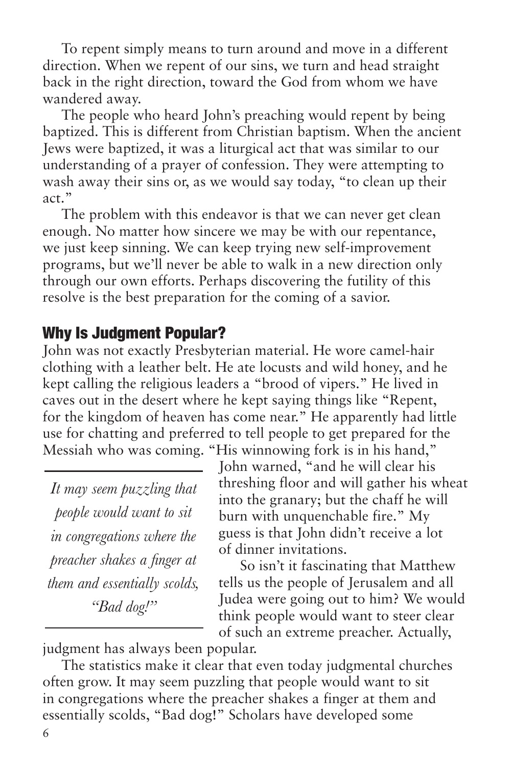To repent simply means to turn around and move in a different direction. When we repent of our sins, we turn and head straight back in the right direction, toward the God from whom we have wandered away.

The people who heard John's preaching would repent by being baptized. This is different from Christian baptism. When the ancient Jews were baptized, it was a liturgical act that was similar to our understanding of a prayer of confession. They were attempting to wash away their sins or, as we would say today, "to clean up their act."

The problem with this endeavor is that we can never get clean enough. No matter how sincere we may be with our repentance, we just keep sinning. We can keep trying new self-improvement programs, but we'll never be able to walk in a new direction only through our own efforts. Perhaps discovering the futility of this resolve is the best preparation for the coming of a savior.

## Why Is Judgment Popular?

John was not exactly Presbyterian material. He wore camel-hair clothing with a leather belt. He ate locusts and wild honey, and he kept calling the religious leaders a "brood of vipers." He lived in caves out in the desert where he kept saying things like "Repent, for the kingdom of heaven has come near." He apparently had little use for chatting and preferred to tell people to get prepared for the Messiah who was coming. "His winnowing fork is in his hand," John warned, "and he will clear his threshing floor and will gather his wheat into the granary; but the chaff he will burn with unquenchable fire." My guess is that John didn't receive a lot of dinner invitations.

> *It may seem puzzling that people would want to sit in congregations where the preacher shakes a finger at them and essentially scolds, "Bad dog!"*

So isn't it fascinating that Matthew tells us the people of Jerusalem and all Judea were going out to him? We would think people would want to steer clear of such an extreme preacher. Actually, judgment has always been popular.

The statistics make it clear that even today judgmental churches often grow. It may seem puzzling that people would want to sit in congregations where the preacher shakes a finger at them and essentially scolds, "Bad dog!" Scholars have developed some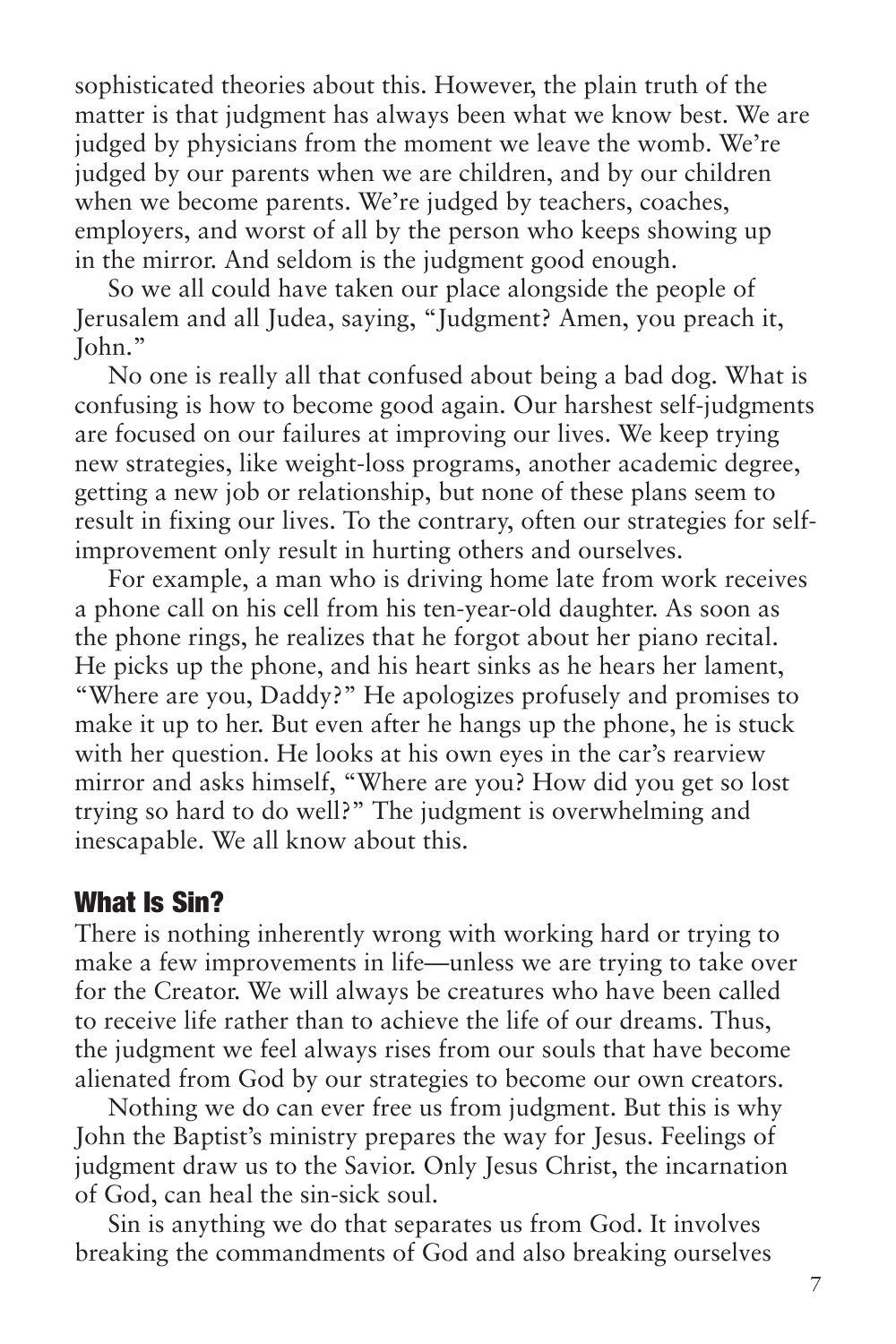sophisticated theories about this. However, the plain truth of the matter is that judgment has always been what we know best. We are judged by physicians from the moment we leave the womb. We're judged by our parents when we are children, and by our children when we become parents. We're judged by teachers, coaches, employers, and worst of all by the person who keeps showing up in the mirror. And seldom is the judgment good enough.

So we all could have taken our place alongside the people of Jerusalem and all Judea, saying, "Judgment? Amen, you preach it, John."

No one is really all that confused about being a bad dog. What is confusing is how to become good again. Our harshest self-judgments are focused on our failures at improving our lives. We keep trying new strategies, like weight-loss programs, another academic degree, getting a new job or relationship, but none of these plans seem to result in fixing our lives. To the contrary, often our strategies for self-improvement only result in hurting others and ourselves.

For example, a man who is driving home late from work receives a phone call on his cell from his ten-year-old daughter. As soon as the phone rings, he realizes that he forgot about her piano recital. He picks up the phone, and his heart sinks as he hears her lament, "Where are you, Daddy?" He apologizes profusely and promises to make it up to her. But even after he hangs up the phone, he is stuck with her question. He looks at his own eyes in the car's rearview mirror and asks himself, "Where are you? How did you get so lost trying so hard to do well?" The judgment is overwhelming and inescapable. We all know about this.

## What Is Sin?

There is nothing inherently wrong with working hard or trying to make a few improvements in life—unless we are trying to take over for the Creator. We will always be creatures who have been called to receive life rather than to achieve the life of our dreams. Thus, the judgment we feel always rises from our souls that have become alienated from God by our strategies to become our own creators.

Nothing we do can ever free us from judgment. But this is why John the Baptist's ministry prepares the way for Jesus. Feelings of judgment draw us to the Savior. Only Jesus Christ, the incarnation of God, can heal the sin-sick soul.

Sin is anything we do that separates us from God. It involves breaking the commandments of God and also breaking ourselves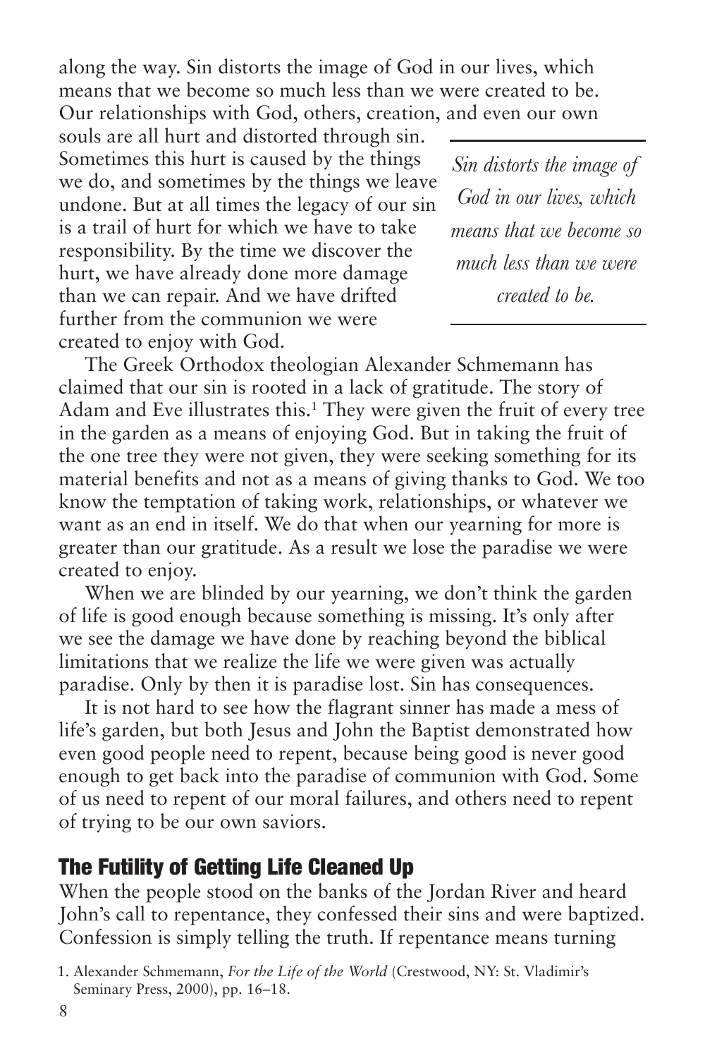along the way. Sin distorts the image of God in our lives, which means that we become so much less than we were created to be. Our relationships with God, others, creation, and even our own souls are all hurt and distorted through sin. Sometimes this hurt is caused by the things we do, and sometimes by the things we leave undone. But at all times the legacy of our sin is a trail of hurt for which we have to take responsibility. By the time we discover the hurt, we have already done more damage than we can repair. And we have drifted further from the communion we were created to enjoy with God.

*Sin distorts the image of God in our lives, which means that we become so much less than we were created to be.*

The Greek Orthodox theologian Alexander Schmemann has claimed that our sin is rooted in a lack of gratitude. The story of Adam and Eve illustrates this.[1] They were given the fruit of every tree in the garden as a means of enjoying God. But in taking the fruit of the one tree they were not given, they were seeking something for its material benefits and not as a means of giving thanks to God. We too know the temptation of taking work, relationships, or whatever we want as an end in itself. We do that when our yearning for more is greater than our gratitude. As a result we lose the paradise we were created to enjoy.

When we are blinded by our yearning, we don't think the garden of life is good enough because something is missing. It's only after we see the damage we have done by reaching beyond the biblical limitations that we realize the life we were given was actually paradise. Only by then it is paradise lost. Sin has consequences.

It is not hard to see how the flagrant sinner has made a mess of life's garden, but both Jesus and John the Baptist demonstrated how even good people need to repent, because being good is never good enough to get back into the paradise of communion with God. Some of us need to repent of our moral failures, and others need to repent of trying to be our own saviors.

## The Futility of Getting Life Cleaned Up

When the people stood on the banks of the Jordan River and heard John's call to repentance, they confessed their sins and were baptized. Confession is simply telling the truth. If repentance means turning

1. Alexander Schmemann, *For the Life of the World* (Crestwood, NY: St. Vladimir's Seminary Press, 2000), pp. 16–18.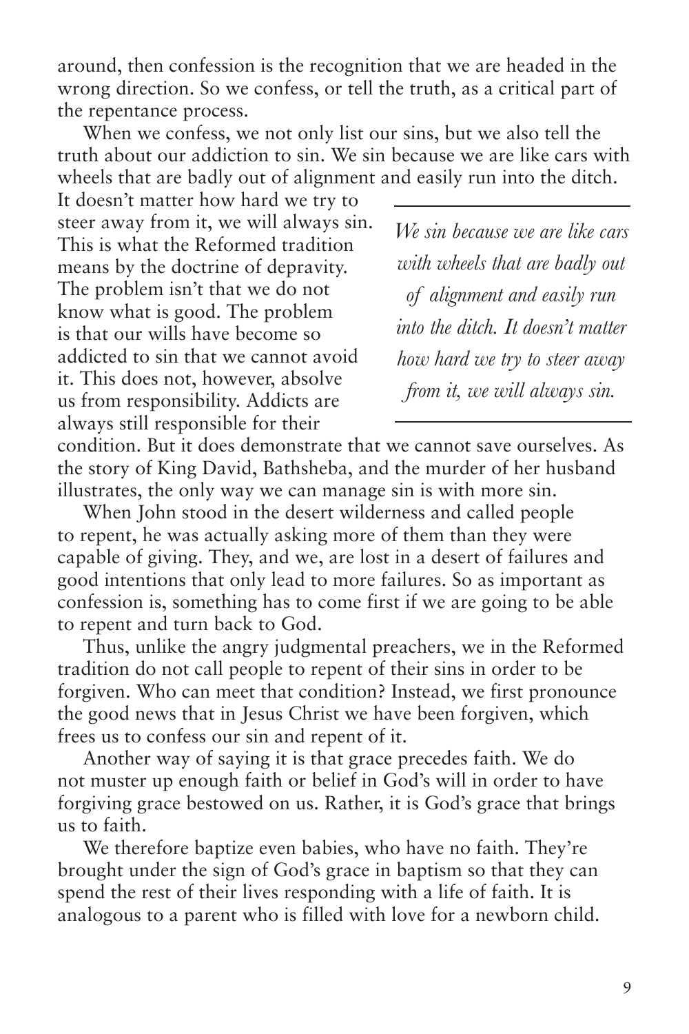around, then confession is the recognition that we are headed in the wrong direction. So we confess, or tell the truth, as a critical part of the repentance process.

When we confess, we not only list our sins, but we also tell the truth about our addiction to sin. We sin because we are like cars with wheels that are badly out of alignment and easily run into the ditch. It doesn't matter how hard we try to steer away from it, we will always sin. This is what the Reformed tradition means by the doctrine of depravity. The problem isn't that we do not know what is good. The problem is that our wills have become so addicted to sin that we cannot avoid it. This does not, however, absolve us from responsibility. Addicts are always still responsible for their condition. But it does demonstrate that we cannot save ourselves. As the story of King David, Bathsheba, and the murder of her husband illustrates, the only way we can manage sin is with more sin.

> *We sin because we are like cars with wheels that are badly out of alignment and easily run into the ditch. It doesn't matter how hard we try to steer away from it, we will always sin.*

When John stood in the desert wilderness and called people to repent, he was actually asking more of them than they were capable of giving. They, and we, are lost in a desert of failures and good intentions that only lead to more failures. So as important as confession is, something has to come first if we are going to be able to repent and turn back to God.

Thus, unlike the angry judgmental preachers, we in the Reformed tradition do not call people to repent of their sins in order to be forgiven. Who can meet that condition? Instead, we first pronounce the good news that in Jesus Christ we have been forgiven, which frees us to confess our sin and repent of it.

Another way of saying it is that grace precedes faith. We do not muster up enough faith or belief in God's will in order to have forgiving grace bestowed on us. Rather, it is God's grace that brings us to faith.

We therefore baptize even babies, who have no faith. They're brought under the sign of God's grace in baptism so that they can spend the rest of their lives responding with a life of faith. It is analogous to a parent who is filled with love for a newborn child.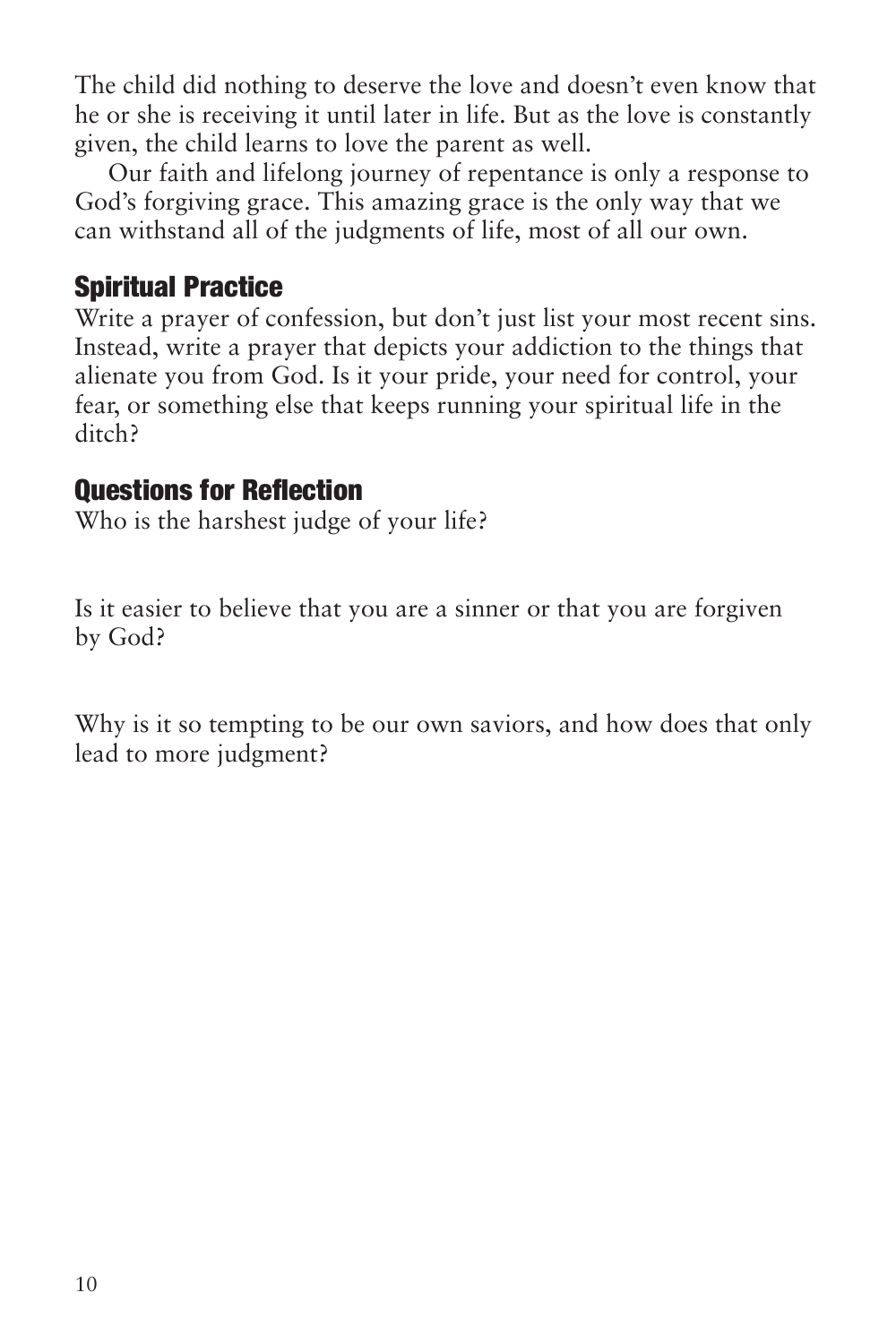The child did nothing to deserve the love and doesn't even know that he or she is receiving it until later in life. But as the love is constantly given, the child learns to love the parent as well.

Our faith and lifelong journey of repentance is only a response to God's forgiving grace. This amazing grace is the only way that we can withstand all of the judgments of life, most of all our own.

## Spiritual Practice

Write a prayer of confession, but don't just list your most recent sins. Instead, write a prayer that depicts your addiction to the things that alienate you from God. Is it your pride, your need for control, your fear, or something else that keeps running your spiritual life in the ditch?

## Questions for Reflection

Who is the harshest judge of your life?

Is it easier to believe that you are a sinner or that you are forgiven by God?

Why is it so tempting to be our own saviors, and how does that only lead to more judgment?